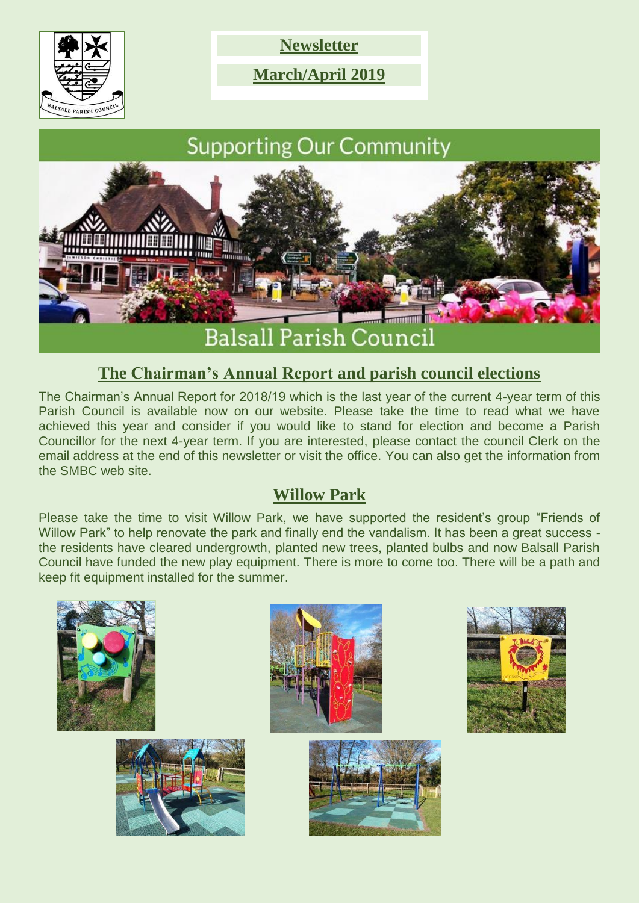**Newsletter**

**March/April 2019**

# Supporting Our Community

# Balsall Parish Council

## The Chairman's Annual Report and parish council elections

The Chairman's Annual Report for 2018/19 which is the last year of the current 4-year term of this Parish Council is available now on our website. Please take the time to read what we have achieved this year and consider if you would like to stand for election and become a Parish Councillor for the next 4-year term. If you are interested, please contact the council Clerk on the email address at the end of this newsletter or visit the office. You can also get the information from the SMBC web site.

## Willow Park

Please take the time to visit Willow Park, we have supported the resident's group "Friends of Willow Park" to help renovate the park and finally end the vandalism. It has been a great success - the residents have cleared undergrowth, planted new trees, planted bulbs and now Balsall Parish Council have funded the new play equipment. There is more to come too. There will be a path and keep fit equipment installed for the summer.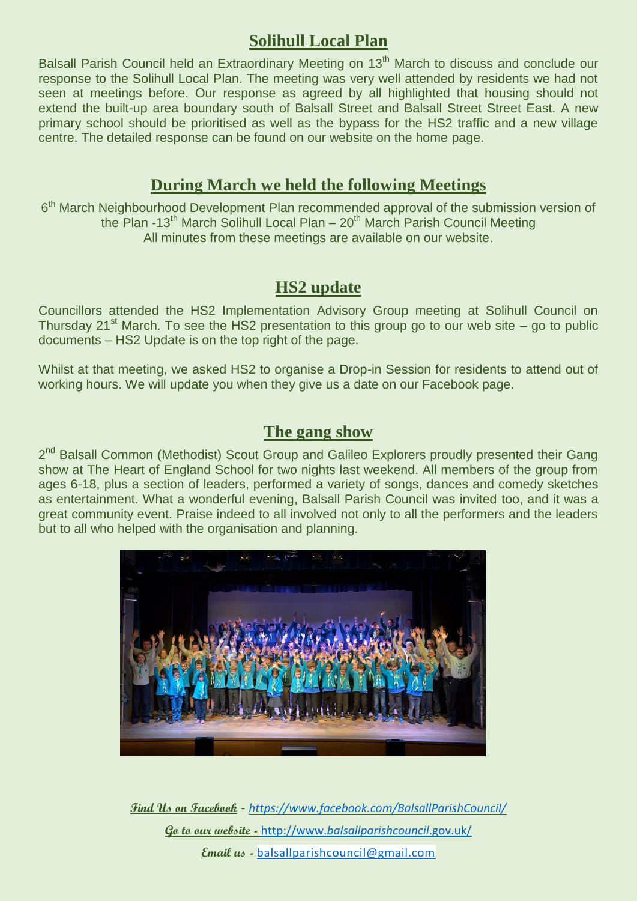## Solihull Local Plan

Balsall Parish Council held an Extraordinary Meeting on 13th March to discuss and conclude our response to the Solihull Local Plan. The meeting was very well attended by residents we had not seen at meetings before. Our response as agreed by all highlighted that housing should not extend the built-up area boundary south of Balsall Street and Balsall Street Street East. A new primary school should be prioritised as well as the bypass for the HS2 traffic and a new village centre. The detailed response can be found on our website on the home page.

## During March we held the following Meetings

6th March Neighbourhood Development Plan recommended approval of the submission version of the Plan -13th March Solihull Local Plan – 20th March Parish Council Meeting
All minutes from these meetings are available on our website.

## HS2 update

Councillors attended the HS2 Implementation Advisory Group meeting at Solihull Council on Thursday 21st March. To see the HS2 presentation to this group go to our web site – go to public documents – HS2 Update is on the top right of the page.

Whilst at that meeting, we asked HS2 to organise a Drop-in Session for residents to attend out of working hours. We will update you when they give us a date on our Facebook page.

## The gang show

2nd Balsall Common (Methodist) Scout Group and Galileo Explorers proudly presented their Gang show at The Heart of England School for two nights last weekend. All members of the group from ages 6-18, plus a section of leaders, performed a variety of songs, dances and comedy sketches as entertainment. What a wonderful evening, Balsall Parish Council was invited too, and it was a great community event. Praise indeed to all involved not only to all the performers and the leaders but to all who helped with the organisation and planning.

**Find Us on Facebook** - *https://www.facebook.com/BalsallParishCouncil/*

**Go to our website** - http://www.*balsallparishcouncil*.gov.uk/

**Email us** - balsallparishcouncil@gmail.com